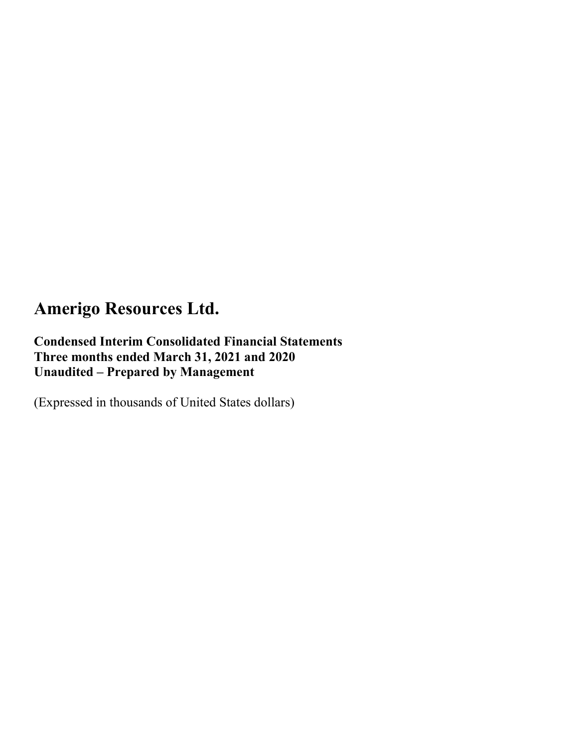# Amerigo Resources Ltd.

**Condensed Interim Consolidated Financial Statements**
**Three months ended March 31, 2021 and 2020**
**Unaudited – Prepared by Management**

(Expressed in thousands of United States dollars)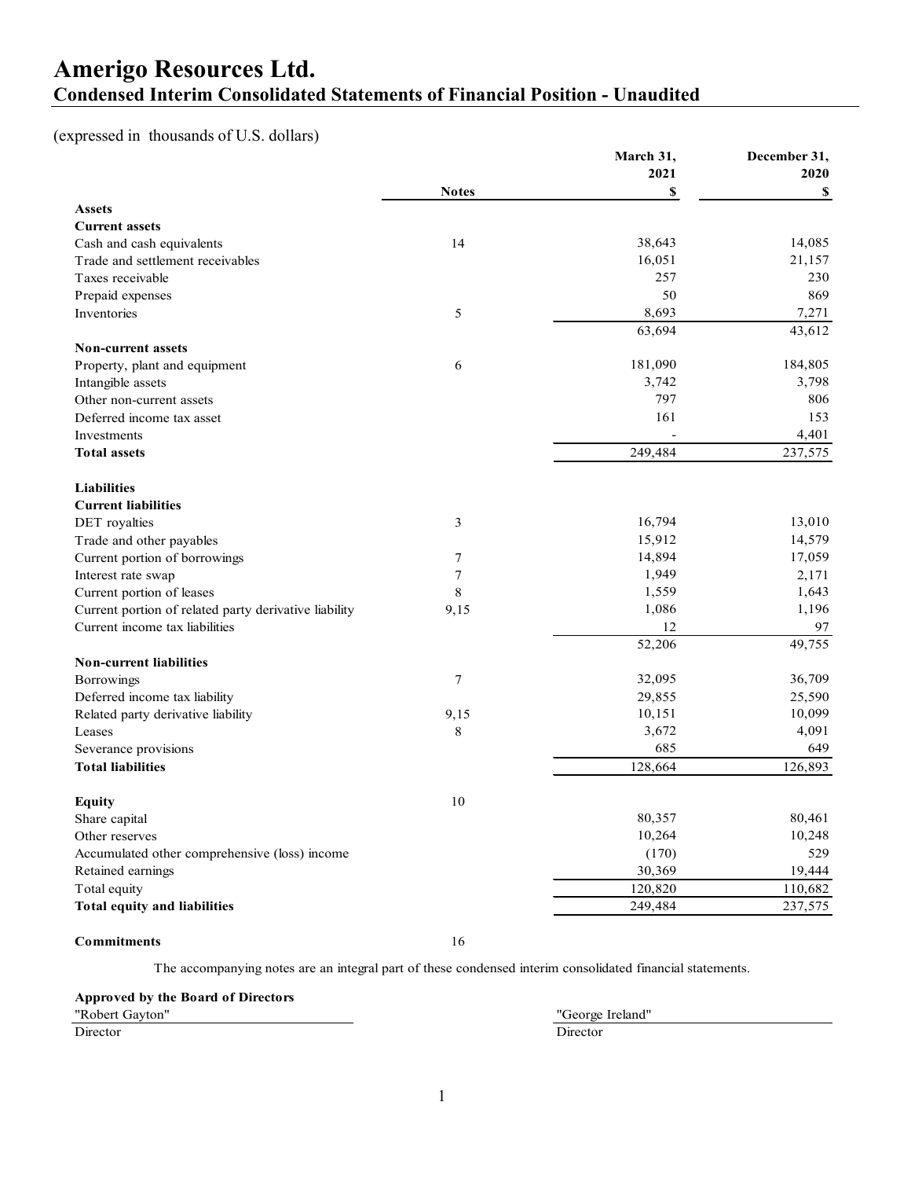# Amerigo Resources Ltd.

## Condensed Interim Consolidated Statements of Financial Position - Unaudited

(expressed in thousands of U.S. dollars)

| | Notes | March 31, 2021 $ | December 31, 2020 $ |
|---|---|---|---|
| **Assets** | | | |
| **Current assets** | | | |
| Cash and cash equivalents | 14 | 38,643 | 14,085 |
| Trade and settlement receivables | | 16,051 | 21,157 |
| Taxes receivable | | 257 | 230 |
| Prepaid expenses | | 50 | 869 |
| Inventories | 5 | 8,693 | 7,271 |
| | | 63,694 | 43,612 |
| **Non-current assets** | | | |
| Property, plant and equipment | 6 | 181,090 | 184,805 |
| Intangible assets | | 3,742 | 3,798 |
| Other non-current assets | | 797 | 806 |
| Deferred income tax asset | | 161 | 153 |
| Investments | | - | 4,401 |
| **Total assets** | | 249,484 | 237,575 |
| | | | |
| **Liabilities** | | | |
| **Current liabilities** | | | |
| DET royalties | 3 | 16,794 | 13,010 |
| Trade and other payables | | 15,912 | 14,579 |
| Current portion of borrowings | 7 | 14,894 | 17,059 |
| Interest rate swap | 7 | 1,949 | 2,171 |
| Current portion of leases | 8 | 1,559 | 1,643 |
| Current portion of related party derivative liability | 9,15 | 1,086 | 1,196 |
| Current income tax liabilities | | 12 | 97 |
| | | 52,206 | 49,755 |
| **Non-current liabilities** | | | |
| Borrowings | 7 | 32,095 | 36,709 |
| Deferred income tax liability | | 29,855 | 25,590 |
| Related party derivative liability | 9,15 | 10,151 | 10,099 |
| Leases | 8 | 3,672 | 4,091 |
| Severance provisions | | 685 | 649 |
| **Total liabilities** | | 128,664 | 126,893 |
| | | | |
| **Equity** | 10 | | |
| Share capital | | 80,357 | 80,461 |
| Other reserves | | 10,264 | 10,248 |
| Accumulated other comprehensive (loss) income | | (170) | 529 |
| Retained earnings | | 30,369 | 19,444 |
| Total equity | | 120,820 | 110,682 |
| **Total equity and liabilities** | | 249,484 | 237,575 |
| | | | |
| **Commitments** | 16 | | |

The accompanying notes are an integral part of these condensed interim consolidated financial statements.

**Approved by the Board of Directors**

"Robert Gayton"
Director

"George Ireland"
Director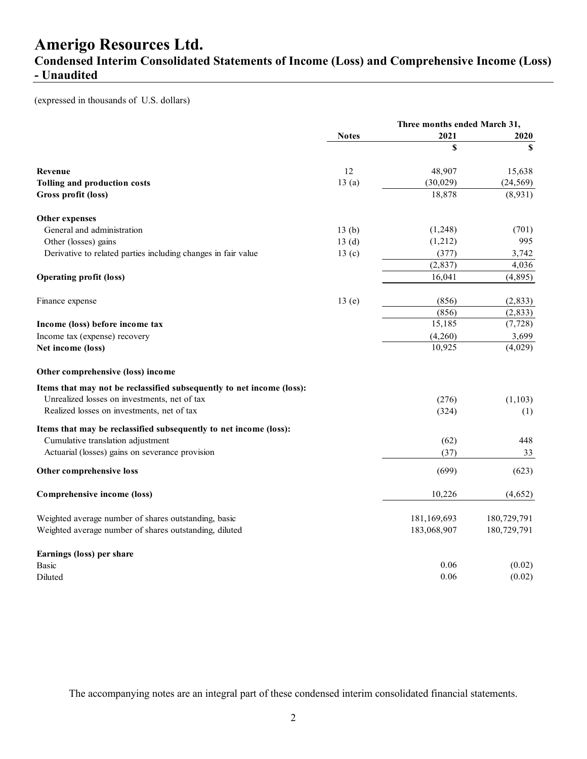# Amerigo Resources Ltd.

## Condensed Interim Consolidated Statements of Income (Loss) and Comprehensive Income (Loss) - Unaudited

(expressed in thousands of U.S. dollars)

| | Notes | Three months ended March 31, 2021 | 2020 |
|---|---|---|---|
| | | $ | $ |
| **Revenue** | 12 | 48,907 | 15,638 |
| **Tolling and production costs** | 13 (a) | (30,029) | (24,569) |
| **Gross profit (loss)** | | 18,878 | (8,931) |
| **Other expenses** | | | |
| General and administration | 13 (b) | (1,248) | (701) |
| Other (losses) gains | 13 (d) | (1,212) | 995 |
| Derivative to related parties including changes in fair value | 13 (c) | (377) | 3,742 |
| | | (2,837) | 4,036 |
| **Operating profit (loss)** | | 16,041 | (4,895) |
| Finance expense | 13 (e) | (856) | (2,833) |
| | | (856) | (2,833) |
| **Income (loss) before income tax** | | 15,185 | (7,728) |
| Income tax (expense) recovery | | (4,260) | 3,699 |
| **Net income (loss)** | | 10,925 | (4,029) |
| **Other comprehensive (loss) income** | | | |
| **Items that may not be reclassified subsequently to net income (loss):** | | | |
| Unrealized losses on investments, net of tax | | (276) | (1,103) |
| Realized losses on investments, net of tax | | (324) | (1) |
| **Items that may be reclassified subsequently to net income (loss):** | | | |
| Cumulative translation adjustment | | (62) | 448 |
| Actuarial (losses) gains on severance provision | | (37) | 33 |
| **Other comprehensive loss** | | (699) | (623) |
| **Comprehensive income (loss)** | | 10,226 | (4,652) |
| Weighted average number of shares outstanding, basic | | 181,169,693 | 180,729,791 |
| Weighted average number of shares outstanding, diluted | | 183,068,907 | 180,729,791 |
| **Earnings (loss) per share** | | | |
| Basic | | 0.06 | (0.02) |
| Diluted | | 0.06 | (0.02) |

The accompanying notes are an integral part of these condensed interim consolidated financial statements.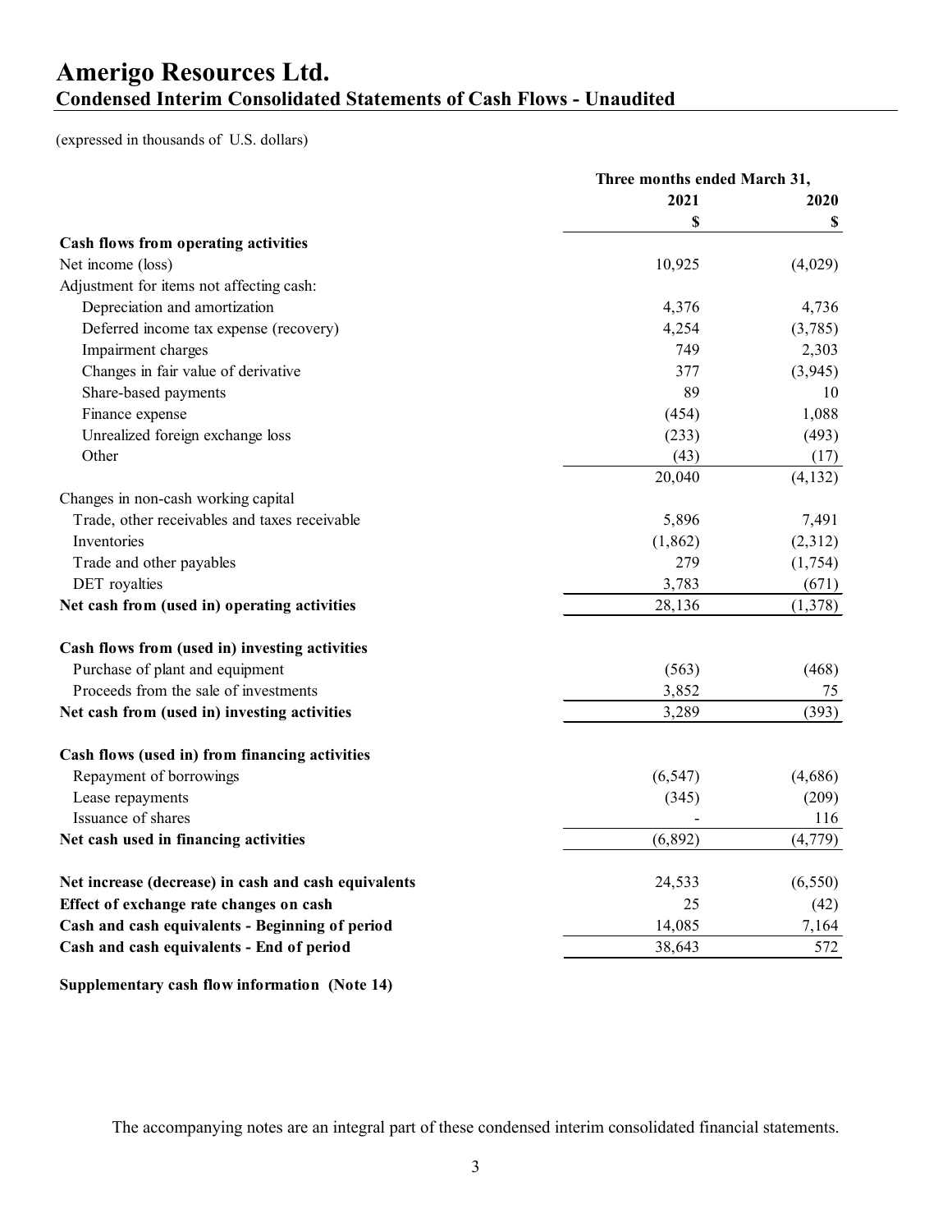# Amerigo Resources Ltd.
## Condensed Interim Consolidated Statements of Cash Flows - Unaudited

(expressed in thousands of U.S. dollars)

| | Three months ended March 31, | |
|---|---|---|
| | 2021 | 2020 |
| | $ | $ |
| **Cash flows from operating activities** | | |
| Net income (loss) | 10,925 | (4,029) |
| Adjustment for items not affecting cash: | | |
| Depreciation and amortization | 4,376 | 4,736 |
| Deferred income tax expense (recovery) | 4,254 | (3,785) |
| Impairment charges | 749 | 2,303 |
| Changes in fair value of derivative | 377 | (3,945) |
| Share-based payments | 89 | 10 |
| Finance expense | (454) | 1,088 |
| Unrealized foreign exchange loss | (233) | (493) |
| Other | (43) | (17) |
| | 20,040 | (4,132) |
| Changes in non-cash working capital | | |
| Trade, other receivables and taxes receivable | 5,896 | 7,491 |
| Inventories | (1,862) | (2,312) |
| Trade and other payables | 279 | (1,754) |
| DET royalties | 3,783 | (671) |
| **Net cash from (used in) operating activities** | 28,136 | (1,378) |
| **Cash flows from (used in) investing activities** | | |
| Purchase of plant and equipment | (563) | (468) |
| Proceeds from the sale of investments | 3,852 | 75 |
| **Net cash from (used in) investing activities** | 3,289 | (393) |
| **Cash flows (used in) from financing activities** | | |
| Repayment of borrowings | (6,547) | (4,686) |
| Lease repayments | (345) | (209) |
| Issuance of shares | - | 116 |
| **Net cash used in financing activities** | (6,892) | (4,779) |
| **Net increase (decrease) in cash and cash equivalents** | 24,533 | (6,550) |
| **Effect of exchange rate changes on cash** | 25 | (42) |
| **Cash and cash equivalents - Beginning of period** | 14,085 | 7,164 |
| **Cash and cash equivalents - End of period** | 38,643 | 572 |

**Supplementary cash flow information (Note 14)**

The accompanying notes are an integral part of these condensed interim consolidated financial statements.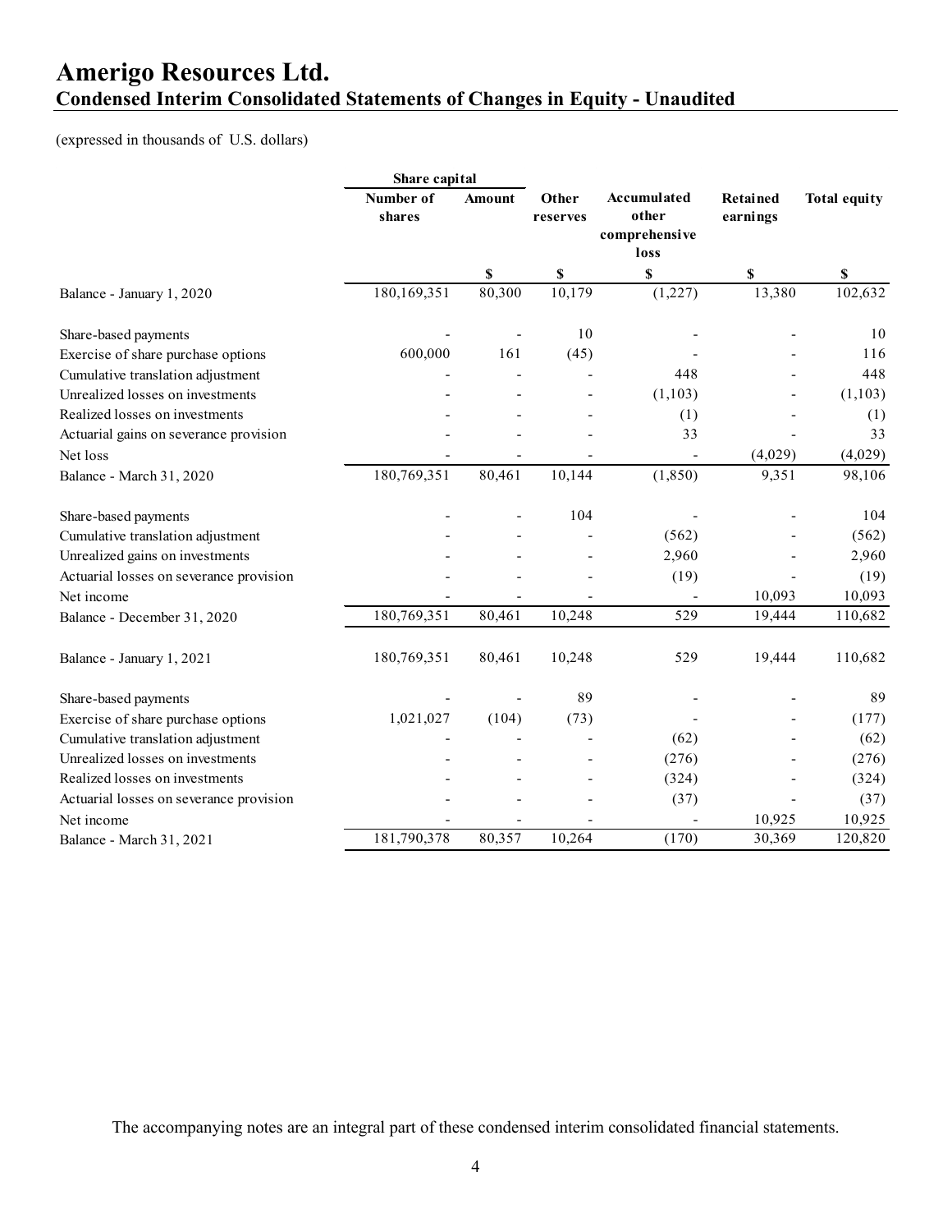# Amerigo Resources Ltd.

## Condensed Interim Consolidated Statements of Changes in Equity - Unaudited

(expressed in thousands of U.S. dollars)

| | Share capital | | | | | |
|---|---|---|---|---|---|---|
| | Number of shares | Amount | Other reserves | Accumulated other comprehensive loss | Retained earnings | Total equity |
| | | $ | $ | $ | $ | $ |
| Balance - January 1, 2020 | 180,169,351 | 80,300 | 10,179 | (1,227) | 13,380 | 102,632 |
| Share-based payments | - | - | 10 | - | - | 10 |
| Exercise of share purchase options | 600,000 | 161 | (45) | - | - | 116 |
| Cumulative translation adjustment | - | - | - | 448 | - | 448 |
| Unrealized losses on investments | - | - | - | (1,103) | - | (1,103) |
| Realized losses on investments | - | - | - | (1) | - | (1) |
| Actuarial gains on severance provision | - | - | - | 33 | - | 33 |
| Net loss | - | - | - | - | (4,029) | (4,029) |
| Balance - March 31, 2020 | 180,769,351 | 80,461 | 10,144 | (1,850) | 9,351 | 98,106 |
| Share-based payments | - | - | 104 | - | - | 104 |
| Cumulative translation adjustment | - | - | - | (562) | - | (562) |
| Unrealized gains on investments | - | - | - | 2,960 | - | 2,960 |
| Actuarial losses on severance provision | - | - | - | (19) | - | (19) |
| Net income | - | - | - | - | 10,093 | 10,093 |
| Balance - December 31, 2020 | 180,769,351 | 80,461 | 10,248 | 529 | 19,444 | 110,682 |
| Balance - January 1, 2021 | 180,769,351 | 80,461 | 10,248 | 529 | 19,444 | 110,682 |
| Share-based payments | - | - | 89 | - | - | 89 |
| Exercise of share purchase options | 1,021,027 | (104) | (73) | - | - | (177) |
| Cumulative translation adjustment | - | - | - | (62) | - | (62) |
| Unrealized losses on investments | - | - | - | (276) | - | (276) |
| Realized losses on investments | - | - | - | (324) | - | (324) |
| Actuarial losses on severance provision | - | - | - | (37) | - | (37) |
| Net income | - | - | - | - | 10,925 | 10,925 |
| Balance - March 31, 2021 | 181,790,378 | 80,357 | 10,264 | (170) | 30,369 | 120,820 |

The accompanying notes are an integral part of these condensed interim consolidated financial statements.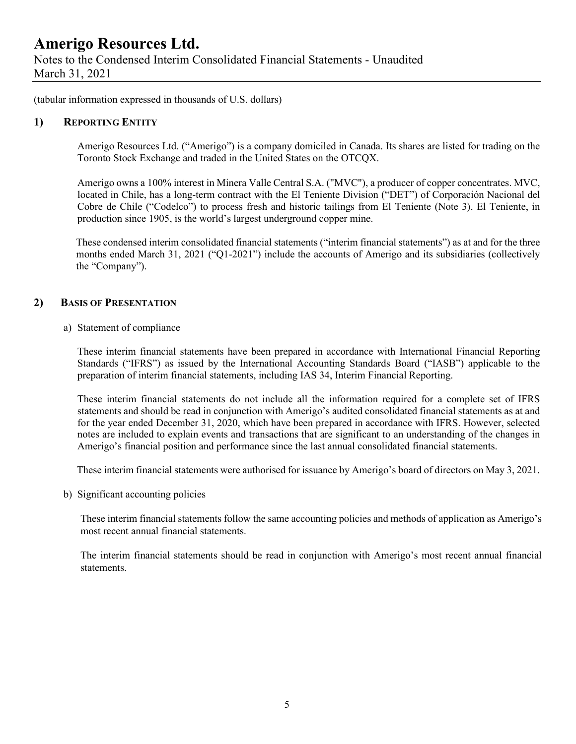(tabular information expressed in thousands of U.S. dollars)

## 1) REPORTING ENTITY

Amerigo Resources Ltd. ("Amerigo") is a company domiciled in Canada. Its shares are listed for trading on the Toronto Stock Exchange and traded in the United States on the OTCQX.

Amerigo owns a 100% interest in Minera Valle Central S.A. ("MVC"), a producer of copper concentrates. MVC, located in Chile, has a long-term contract with the El Teniente Division ("DET") of Corporación Nacional del Cobre de Chile ("Codelco") to process fresh and historic tailings from El Teniente (Note 3). El Teniente, in production since 1905, is the world's largest underground copper mine.

These condensed interim consolidated financial statements ("interim financial statements") as at and for the three months ended March 31, 2021 ("Q1-2021") include the accounts of Amerigo and its subsidiaries (collectively the "Company").

## 2) BASIS OF PRESENTATION

a) Statement of compliance

These interim financial statements have been prepared in accordance with International Financial Reporting Standards ("IFRS") as issued by the International Accounting Standards Board ("IASB") applicable to the preparation of interim financial statements, including IAS 34, Interim Financial Reporting.

These interim financial statements do not include all the information required for a complete set of IFRS statements and should be read in conjunction with Amerigo's audited consolidated financial statements as at and for the year ended December 31, 2020, which have been prepared in accordance with IFRS. However, selected notes are included to explain events and transactions that are significant to an understanding of the changes in Amerigo's financial position and performance since the last annual consolidated financial statements.

These interim financial statements were authorised for issuance by Amerigo's board of directors on May 3, 2021.

b) Significant accounting policies

These interim financial statements follow the same accounting policies and methods of application as Amerigo's most recent annual financial statements.

The interim financial statements should be read in conjunction with Amerigo's most recent annual financial statements.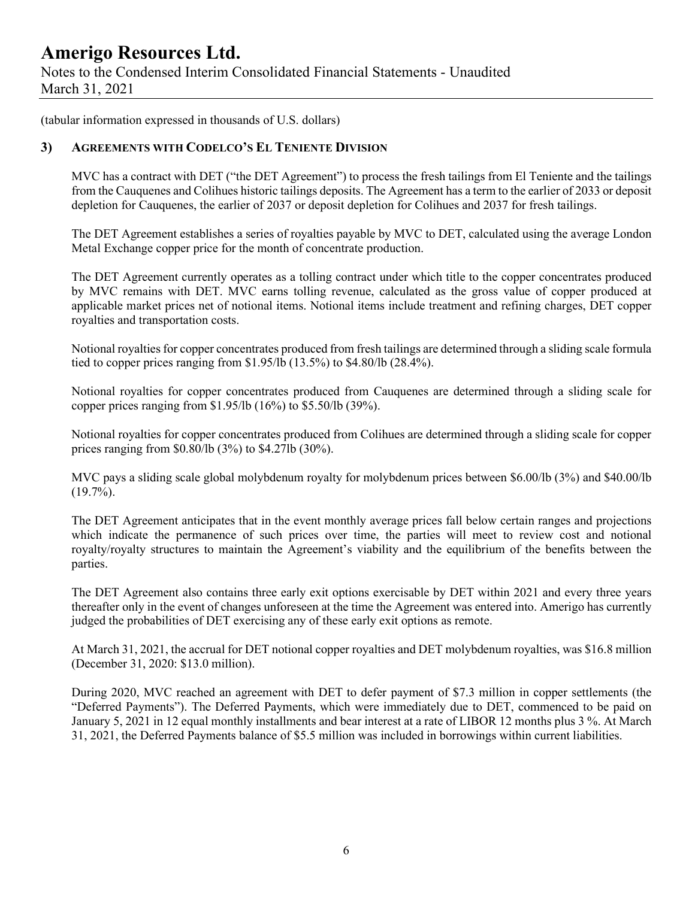(tabular information expressed in thousands of U.S. dollars)

## 3) AGREEMENTS WITH CODELCO'S EL TENIENTE DIVISION

MVC has a contract with DET ("the DET Agreement") to process the fresh tailings from El Teniente and the tailings from the Cauquenes and Colihues historic tailings deposits. The Agreement has a term to the earlier of 2033 or deposit depletion for Cauquenes, the earlier of 2037 or deposit depletion for Colihues and 2037 for fresh tailings.

The DET Agreement establishes a series of royalties payable by MVC to DET, calculated using the average London Metal Exchange copper price for the month of concentrate production.

The DET Agreement currently operates as a tolling contract under which title to the copper concentrates produced by MVC remains with DET. MVC earns tolling revenue, calculated as the gross value of copper produced at applicable market prices net of notional items. Notional items include treatment and refining charges, DET copper royalties and transportation costs.

Notional royalties for copper concentrates produced from fresh tailings are determined through a sliding scale formula tied to copper prices ranging from $1.95/lb (13.5%) to $4.80/lb (28.4%).

Notional royalties for copper concentrates produced from Cauquenes are determined through a sliding scale for copper prices ranging from $1.95/lb (16%) to $5.50/lb (39%).

Notional royalties for copper concentrates produced from Colihues are determined through a sliding scale for copper prices ranging from $0.80/lb (3%) to $4.27lb (30%).

MVC pays a sliding scale global molybdenum royalty for molybdenum prices between $6.00/lb (3%) and $40.00/lb (19.7%).

The DET Agreement anticipates that in the event monthly average prices fall below certain ranges and projections which indicate the permanence of such prices over time, the parties will meet to review cost and notional royalty/royalty structures to maintain the Agreement's viability and the equilibrium of the benefits between the parties.

The DET Agreement also contains three early exit options exercisable by DET within 2021 and every three years thereafter only in the event of changes unforeseen at the time the Agreement was entered into. Amerigo has currently judged the probabilities of DET exercising any of these early exit options as remote.

At March 31, 2021, the accrual for DET notional copper royalties and DET molybdenum royalties, was $16.8 million (December 31, 2020: $13.0 million).

During 2020, MVC reached an agreement with DET to defer payment of $7.3 million in copper settlements (the "Deferred Payments"). The Deferred Payments, which were immediately due to DET, commenced to be paid on January 5, 2021 in 12 equal monthly installments and bear interest at a rate of LIBOR 12 months plus 3 %. At March 31, 2021, the Deferred Payments balance of $5.5 million was included in borrowings within current liabilities.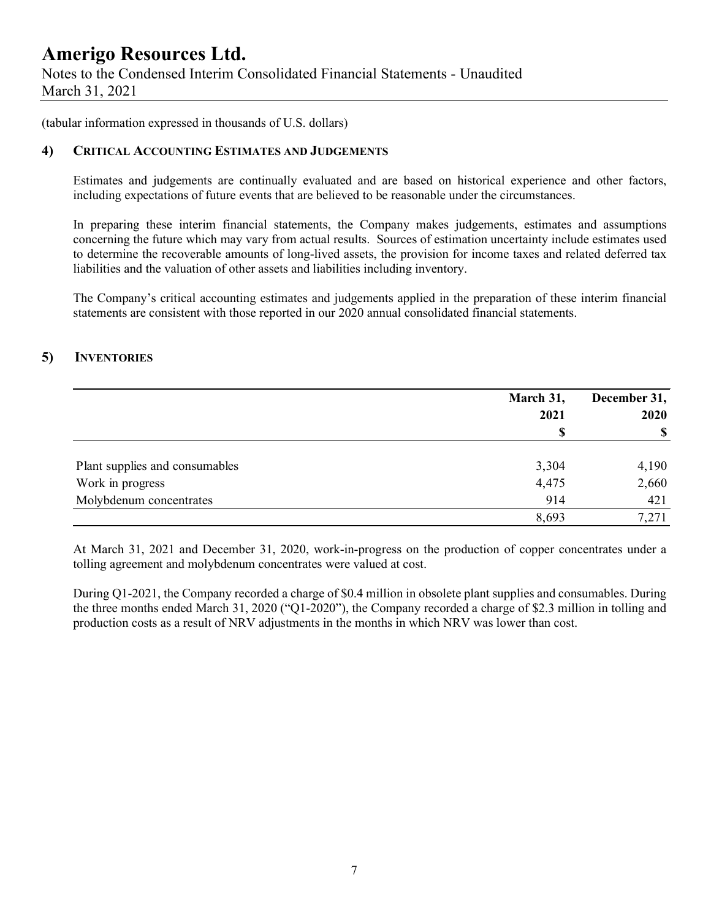(tabular information expressed in thousands of U.S. dollars)

## 4) Critical Accounting Estimates and Judgements

Estimates and judgements are continually evaluated and are based on historical experience and other factors, including expectations of future events that are believed to be reasonable under the circumstances.

In preparing these interim financial statements, the Company makes judgements, estimates and assumptions concerning the future which may vary from actual results. Sources of estimation uncertainty include estimates used to determine the recoverable amounts of long-lived assets, the provision for income taxes and related deferred tax liabilities and the valuation of other assets and liabilities including inventory.

The Company's critical accounting estimates and judgements applied in the preparation of these interim financial statements are consistent with those reported in our 2020 annual consolidated financial statements.

## 5) Inventories

| | March 31, 2021 $ | December 31, 2020 $ |
|---|---|---|
| Plant supplies and consumables | 3,304 | 4,190 |
| Work in progress | 4,475 | 2,660 |
| Molybdenum concentrates | 914 | 421 |
| | 8,693 | 7,271 |

At March 31, 2021 and December 31, 2020, work-in-progress on the production of copper concentrates under a tolling agreement and molybdenum concentrates were valued at cost.

During Q1-2021, the Company recorded a charge of $0.4 million in obsolete plant supplies and consumables. During the three months ended March 31, 2020 ("Q1-2020"), the Company recorded a charge of $2.3 million in tolling and production costs as a result of NRV adjustments in the months in which NRV was lower than cost.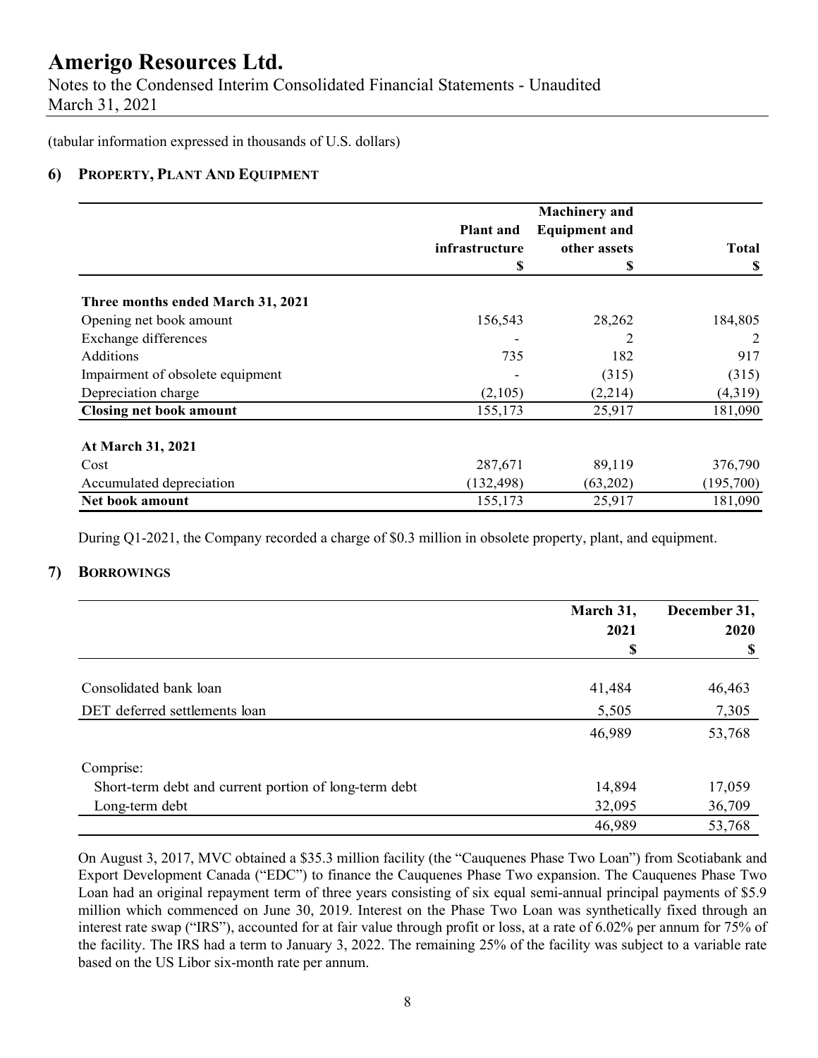(tabular information expressed in thousands of U.S. dollars)

## 6) PROPERTY, PLANT AND EQUIPMENT

| | Plant and infrastructure<br>$ | Machinery and Equipment and other assets<br>$ | Total<br>$ |
|---|---|---|---|
| **Three months ended March 31, 2021** | | | |
| Opening net book amount | 156,543 | 28,262 | 184,805 |
| Exchange differences | - | 2 | 2 |
| Additions | 735 | 182 | 917 |
| Impairment of obsolete equipment | - | (315) | (315) |
| Depreciation charge | (2,105) | (2,214) | (4,319) |
| **Closing net book amount** | 155,173 | 25,917 | 181,090 |
| **At March 31, 2021** | | | |
| Cost | 287,671 | 89,119 | 376,790 |
| Accumulated depreciation | (132,498) | (63,202) | (195,700) |
| **Net book amount** | 155,173 | 25,917 | 181,090 |

During Q1-2021, the Company recorded a charge of $0.3 million in obsolete property, plant, and equipment.

## 7) BORROWINGS

| | March 31, 2021<br>$ | December 31, 2020<br>$ |
|---|---|---|
| Consolidated bank loan | 41,484 | 46,463 |
| DET deferred settlements loan | 5,505 | 7,305 |
| | 46,989 | 53,768 |
| Comprise: | | |
| Short-term debt and current portion of long-term debt | 14,894 | 17,059 |
| Long-term debt | 32,095 | 36,709 |
| | 46,989 | 53,768 |

On August 3, 2017, MVC obtained a $35.3 million facility (the "Cauquenes Phase Two Loan") from Scotiabank and Export Development Canada ("EDC") to finance the Cauquenes Phase Two expansion. The Cauquenes Phase Two Loan had an original repayment term of three years consisting of six equal semi-annual principal payments of $5.9 million which commenced on June 30, 2019. Interest on the Phase Two Loan was synthetically fixed through an interest rate swap ("IRS"), accounted for at fair value through profit or loss, at a rate of 6.02% per annum for 75% of the facility. The IRS had a term to January 3, 2022. The remaining 25% of the facility was subject to a variable rate based on the US Libor six-month rate per annum.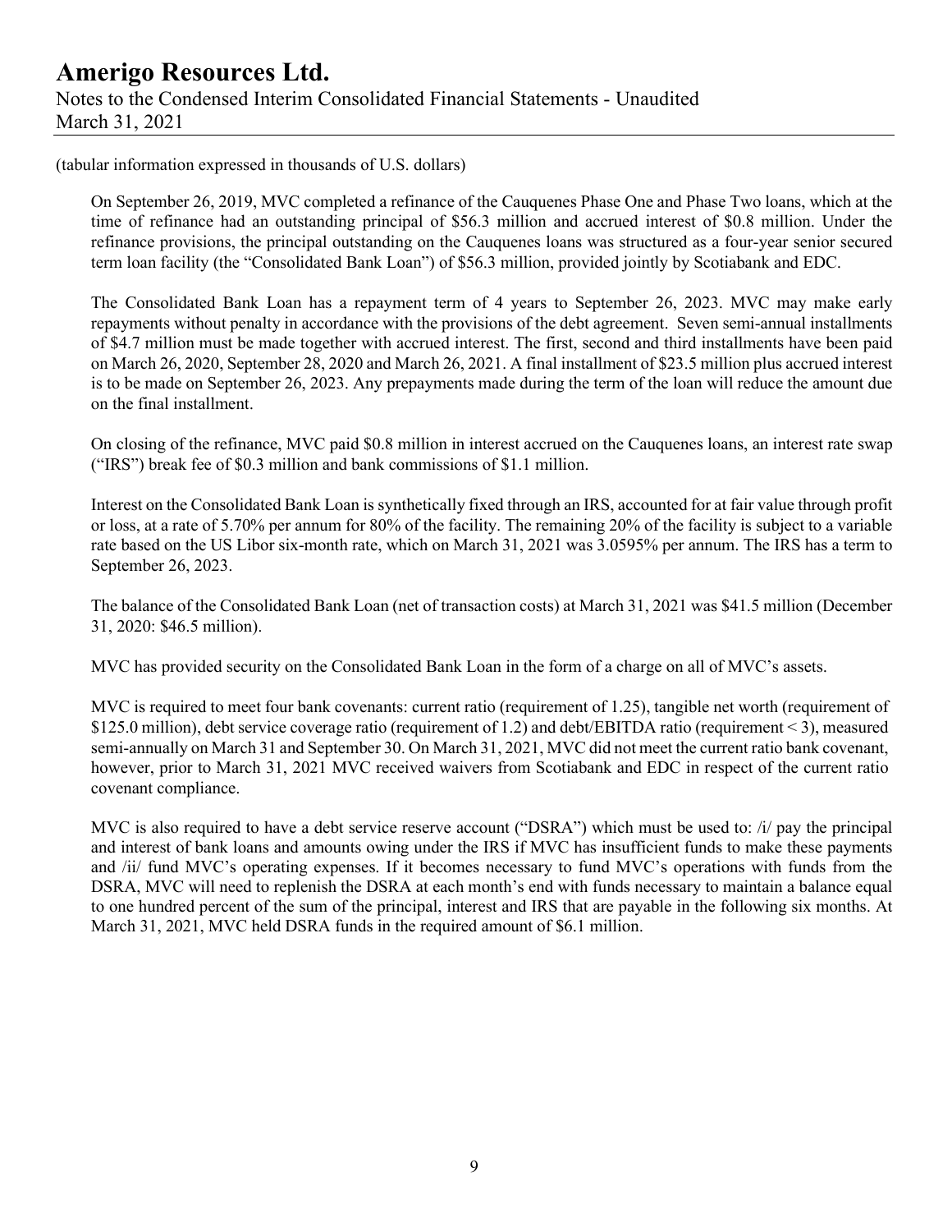(tabular information expressed in thousands of U.S. dollars)

On September 26, 2019, MVC completed a refinance of the Cauquenes Phase One and Phase Two loans, which at the time of refinance had an outstanding principal of $56.3 million and accrued interest of $0.8 million. Under the refinance provisions, the principal outstanding on the Cauquenes loans was structured as a four-year senior secured term loan facility (the "Consolidated Bank Loan") of $56.3 million, provided jointly by Scotiabank and EDC.

The Consolidated Bank Loan has a repayment term of 4 years to September 26, 2023. MVC may make early repayments without penalty in accordance with the provisions of the debt agreement. Seven semi-annual installments of $4.7 million must be made together with accrued interest. The first, second and third installments have been paid on March 26, 2020, September 28, 2020 and March 26, 2021. A final installment of $23.5 million plus accrued interest is to be made on September 26, 2023. Any prepayments made during the term of the loan will reduce the amount due on the final installment.

On closing of the refinance, MVC paid $0.8 million in interest accrued on the Cauquenes loans, an interest rate swap ("IRS") break fee of $0.3 million and bank commissions of $1.1 million.

Interest on the Consolidated Bank Loan is synthetically fixed through an IRS, accounted for at fair value through profit or loss, at a rate of 5.70% per annum for 80% of the facility. The remaining 20% of the facility is subject to a variable rate based on the US Libor six-month rate, which on March 31, 2021 was 3.0595% per annum. The IRS has a term to September 26, 2023.

The balance of the Consolidated Bank Loan (net of transaction costs) at March 31, 2021 was $41.5 million (December 31, 2020: $46.5 million).

MVC has provided security on the Consolidated Bank Loan in the form of a charge on all of MVC's assets.

MVC is required to meet four bank covenants: current ratio (requirement of 1.25), tangible net worth (requirement of $125.0 million), debt service coverage ratio (requirement of 1.2) and debt/EBITDA ratio (requirement < 3), measured semi-annually on March 31 and September 30. On March 31, 2021, MVC did not meet the current ratio bank covenant, however, prior to March 31, 2021 MVC received waivers from Scotiabank and EDC in respect of the current ratio covenant compliance.

MVC is also required to have a debt service reserve account ("DSRA") which must be used to: /i/ pay the principal and interest of bank loans and amounts owing under the IRS if MVC has insufficient funds to make these payments and /ii/ fund MVC's operating expenses. If it becomes necessary to fund MVC's operations with funds from the DSRA, MVC will need to replenish the DSRA at each month's end with funds necessary to maintain a balance equal to one hundred percent of the sum of the principal, interest and IRS that are payable in the following six months. At March 31, 2021, MVC held DSRA funds in the required amount of $6.1 million.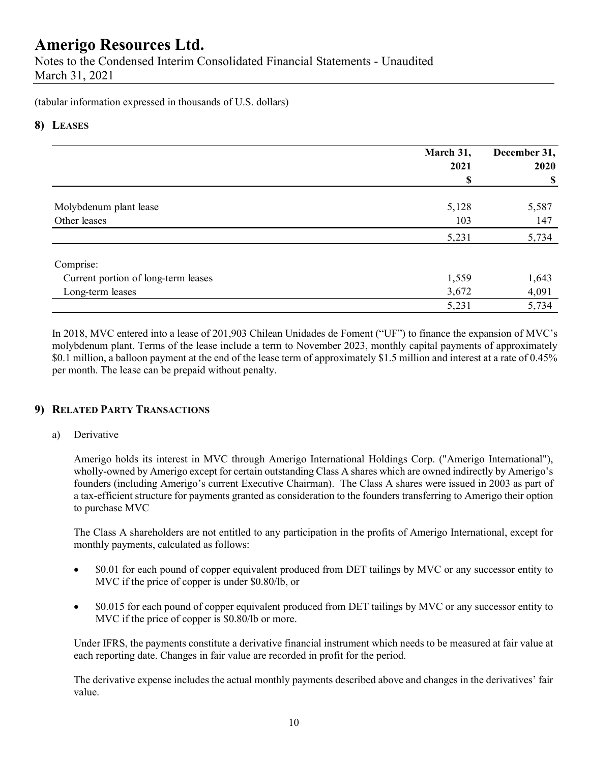(tabular information expressed in thousands of U.S. dollars)

## 8) LEASES

| | March 31, 2021 $ | December 31, 2020 $ |
|---|---|---|
| Molybdenum plant lease | 5,128 | 5,587 |
| Other leases | 103 | 147 |
| | 5,231 | 5,734 |
| Comprise: | | |
| Current portion of long-term leases | 1,559 | 1,643 |
| Long-term leases | 3,672 | 4,091 |
| | 5,231 | 5,734 |

In 2018, MVC entered into a lease of 201,903 Chilean Unidades de Foment ("UF") to finance the expansion of MVC's molybdenum plant. Terms of the lease include a term to November 2023, monthly capital payments of approximately $0.1 million, a balloon payment at the end of the lease term of approximately $1.5 million and interest at a rate of 0.45% per month. The lease can be prepaid without penalty.

## 9) RELATED PARTY TRANSACTIONS

a) Derivative

Amerigo holds its interest in MVC through Amerigo International Holdings Corp. ("Amerigo International"), wholly-owned by Amerigo except for certain outstanding Class A shares which are owned indirectly by Amerigo's founders (including Amerigo's current Executive Chairman). The Class A shares were issued in 2003 as part of a tax-efficient structure for payments granted as consideration to the founders transferring to Amerigo their option to purchase MVC

The Class A shareholders are not entitled to any participation in the profits of Amerigo International, except for monthly payments, calculated as follows:

- $0.01 for each pound of copper equivalent produced from DET tailings by MVC or any successor entity to MVC if the price of copper is under $0.80/lb, or
- $0.015 for each pound of copper equivalent produced from DET tailings by MVC or any successor entity to MVC if the price of copper is $0.80/lb or more.

Under IFRS, the payments constitute a derivative financial instrument which needs to be measured at fair value at each reporting date. Changes in fair value are recorded in profit for the period.

The derivative expense includes the actual monthly payments described above and changes in the derivatives' fair value.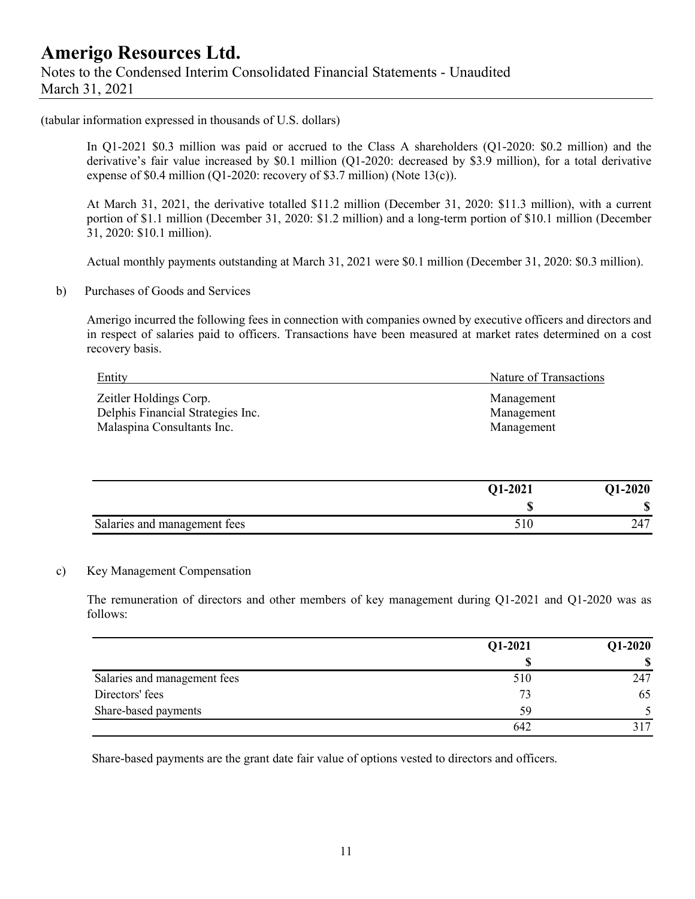(tabular information expressed in thousands of U.S. dollars)

In Q1-2021 \$0.3 million was paid or accrued to the Class A shareholders (Q1-2020: \$0.2 million) and the derivative's fair value increased by \$0.1 million (Q1-2020: decreased by \$3.9 million), for a total derivative expense of \$0.4 million (Q1-2020: recovery of \$3.7 million) (Note 13(c)).

At March 31, 2021, the derivative totalled \$11.2 million (December 31, 2020: \$11.3 million), with a current portion of \$1.1 million (December 31, 2020: \$1.2 million) and a long-term portion of \$10.1 million (December 31, 2020: \$10.1 million).

Actual monthly payments outstanding at March 31, 2021 were \$0.1 million (December 31, 2020: \$0.3 million).

b) Purchases of Goods and Services

Amerigo incurred the following fees in connection with companies owned by executive officers and directors and in respect of salaries paid to officers. Transactions have been measured at market rates determined on a cost recovery basis.

| Entity | Nature of Transactions |
|---|---|
| Zeitler Holdings Corp. | Management |
| Delphis Financial Strategies Inc. | Management |
| Malaspina Consultants Inc. | Management |

| | Q1-2021 | Q1-2020 |
|---|---|---|
| | $ | $ |
| Salaries and management fees | 510 | 247 |

c) Key Management Compensation

The remuneration of directors and other members of key management during Q1-2021 and Q1-2020 was as follows:

| | Q1-2021 | Q1-2020 |
|---|---|---|
| | $ | $ |
| Salaries and management fees | 510 | 247 |
| Directors' fees | 73 | 65 |
| Share-based payments | 59 | 5 |
| | 642 | 317 |

Share-based payments are the grant date fair value of options vested to directors and officers.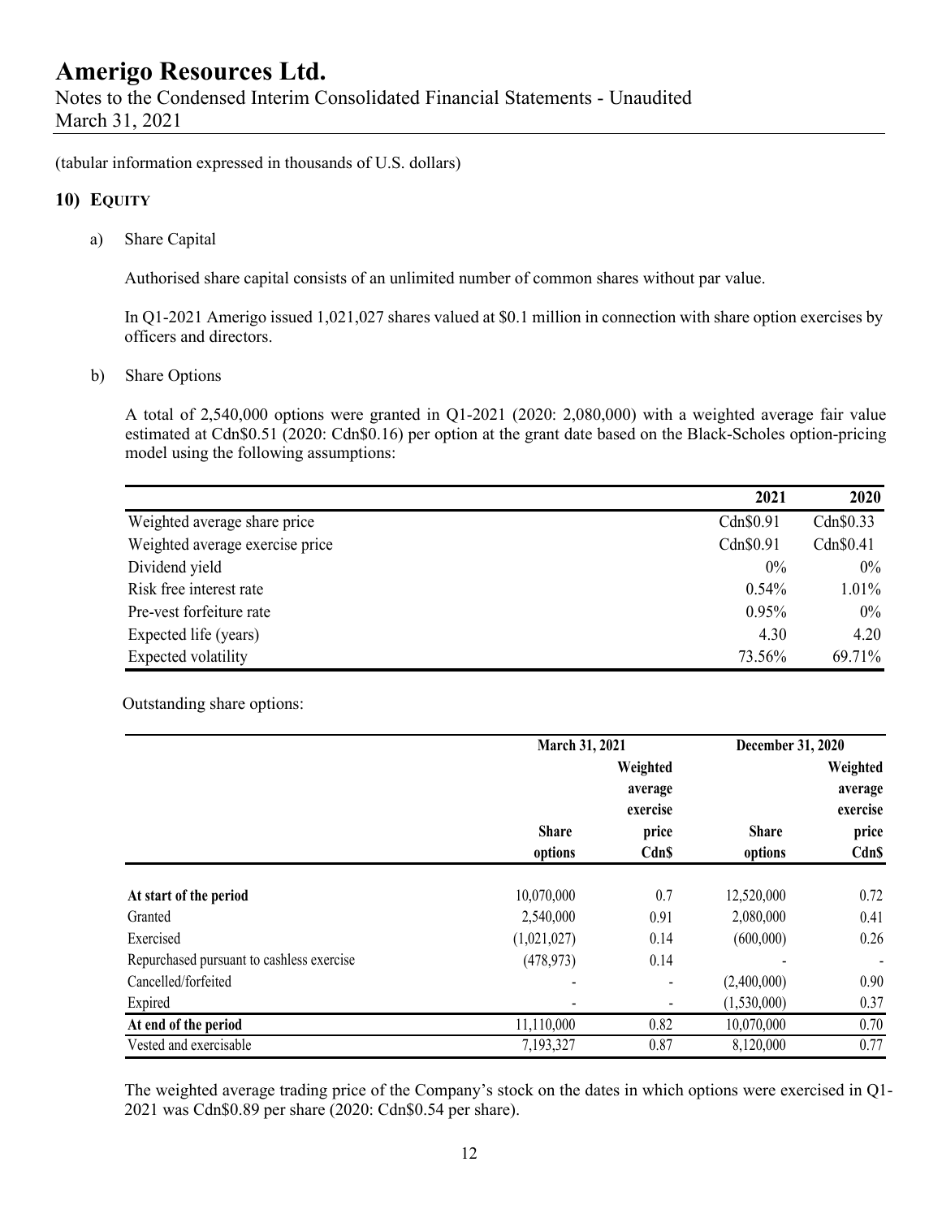# Amerigo Resources Ltd.

Notes to the Condensed Interim Consolidated Financial Statements - Unaudited
March 31, 2021

(tabular information expressed in thousands of U.S. dollars)

## 10) EQUITY

a) Share Capital

Authorised share capital consists of an unlimited number of common shares without par value.

In Q1-2021 Amerigo issued 1,021,027 shares valued at $0.1 million in connection with share option exercises by officers and directors.

b) Share Options

A total of 2,540,000 options were granted in Q1-2021 (2020: 2,080,000) with a weighted average fair value estimated at Cdn$0.51 (2020: Cdn$0.16) per option at the grant date based on the Black-Scholes option-pricing model using the following assumptions:

| | 2021 | 2020 |
|---|---|---|
| Weighted average share price | Cdn$0.91 | Cdn$0.33 |
| Weighted average exercise price | Cdn$0.91 | Cdn$0.41 |
| Dividend yield | 0% | 0% |
| Risk free interest rate | 0.54% | 1.01% |
| Pre-vest forfeiture rate | 0.95% | 0% |
| Expected life (years) | 4.30 | 4.20 |
| Expected volatility | 73.56% | 69.71% |

Outstanding share options:

| | March 31, 2021 | | December 31, 2020 | |
|---|---|---|---|---|
| | Share options | Weighted average exercise price Cdn$ | Share options | Weighted average exercise price Cdn$ |
| **At start of the period** | 10,070,000 | 0.7 | 12,520,000 | 0.72 |
| Granted | 2,540,000 | 0.91 | 2,080,000 | 0.41 |
| Exercised | (1,021,027) | 0.14 | (600,000) | 0.26 |
| Repurchased pursuant to cashless exercise | (478,973) | 0.14 | - | - |
| Cancelled/forfeited | - | - | (2,400,000) | 0.90 |
| Expired | - | - | (1,530,000) | 0.37 |
| **At end of the period** | 11,110,000 | 0.82 | 10,070,000 | 0.70 |
| Vested and exercisable | 7,193,327 | 0.87 | 8,120,000 | 0.77 |

The weighted average trading price of the Company's stock on the dates in which options were exercised in Q1-2021 was Cdn$0.89 per share (2020: Cdn$0.54 per share).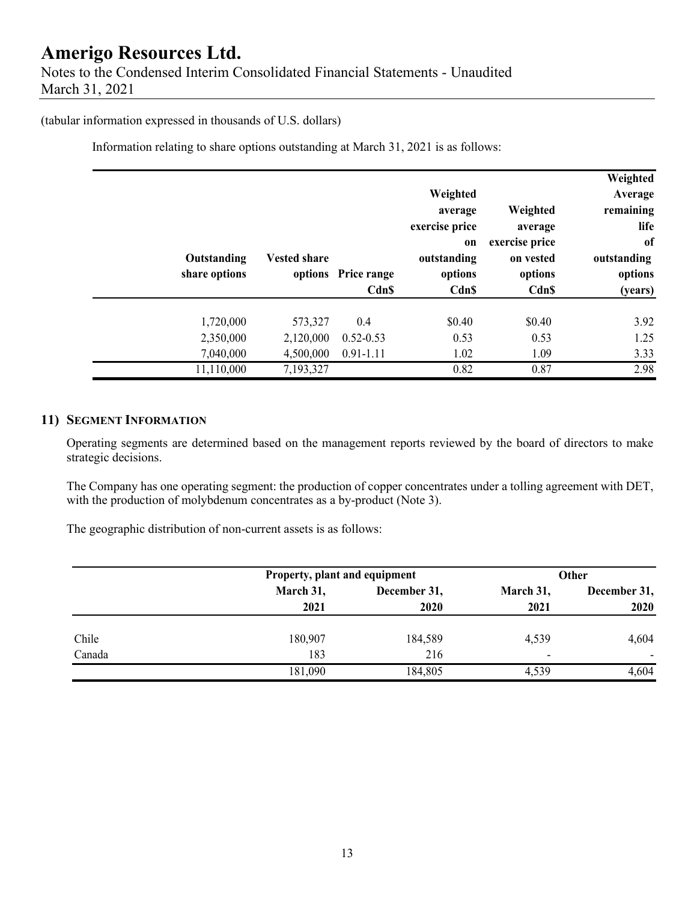(tabular information expressed in thousands of U.S. dollars)

Information relating to share options outstanding at March 31, 2021 is as follows:

| Outstanding share options | Vested share options | Price range Cdn$ | Weighted average exercise price on outstanding options Cdn$ | Weighted average exercise price on vested options Cdn$ | Weighted Average remaining life of outstanding options (years) |
|---|---|---|---|---|---|
| 1,720,000 | 573,327 | 0.4 | $0.40 | $0.40 | 3.92 |
| 2,350,000 | 2,120,000 | 0.52-0.53 | 0.53 | 0.53 | 1.25 |
| 7,040,000 | 4,500,000 | 0.91-1.11 | 1.02 | 1.09 | 3.33 |
| 11,110,000 | 7,193,327 | | 0.82 | 0.87 | 2.98 |

## 11) SEGMENT INFORMATION

Operating segments are determined based on the management reports reviewed by the board of directors to make strategic decisions.

The Company has one operating segment: the production of copper concentrates under a tolling agreement with DET, with the production of molybdenum concentrates as a by-product (Note 3).

The geographic distribution of non-current assets is as follows:

| | Property, plant and equipment | | Other | |
|---|---|---|---|---|
| | March 31, 2021 | December 31, 2020 | March 31, 2021 | December 31, 2020 |
| Chile | 180,907 | 184,589 | 4,539 | 4,604 |
| Canada | 183 | 216 | - | - |
| | 181,090 | 184,805 | 4,539 | 4,604 |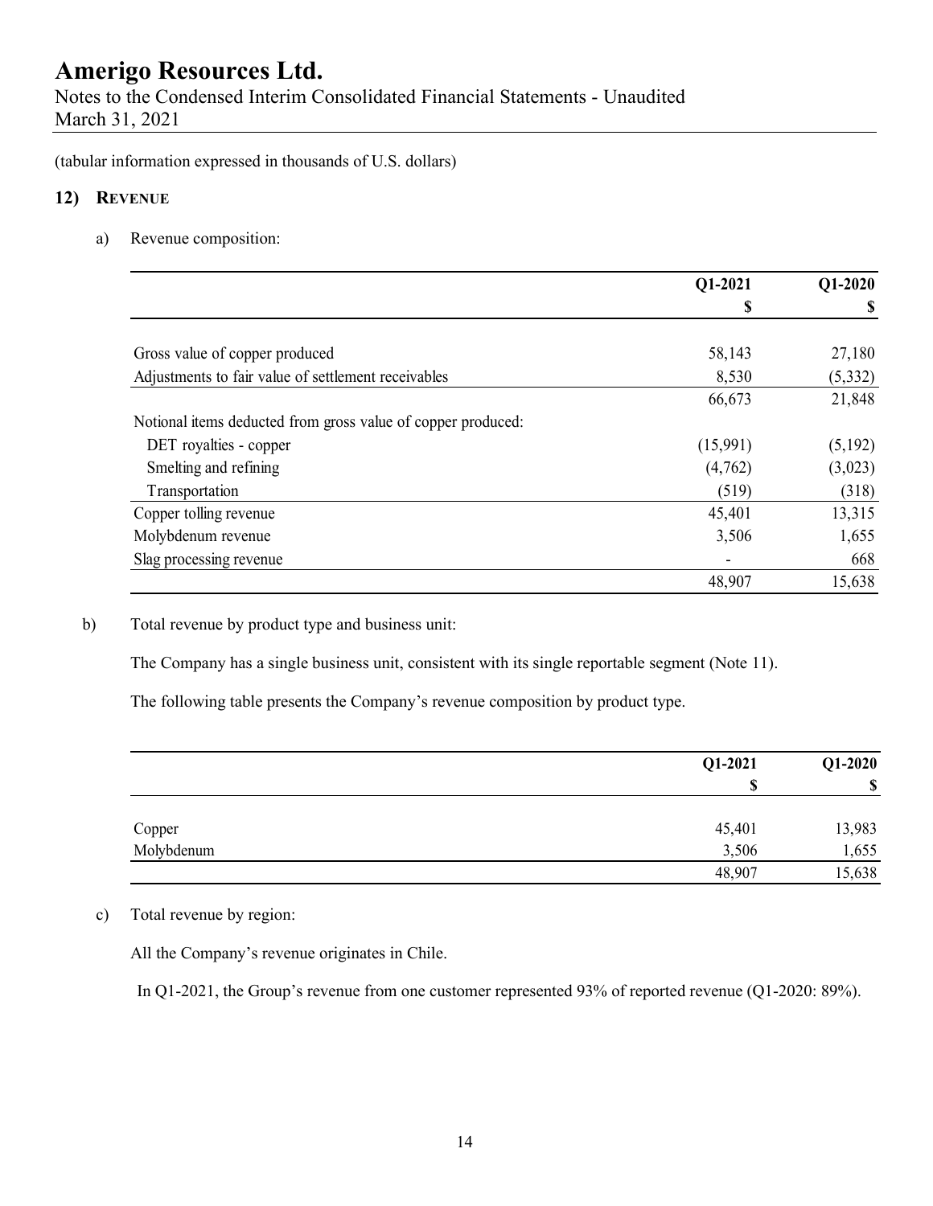# Amerigo Resources Ltd.

Notes to the Condensed Interim Consolidated Financial Statements - Unaudited
March 31, 2021

(tabular information expressed in thousands of U.S. dollars)

## 12) REVENUE

a) Revenue composition:

| | Q1-2021<br>$ | Q1-2020<br>$ |
|---|---|---|
| Gross value of copper produced | 58,143 | 27,180 |
| Adjustments to fair value of settlement receivables | 8,530 | (5,332) |
| | 66,673 | 21,848 |
| Notional items deducted from gross value of copper produced: | | |
| DET royalties - copper | (15,991) | (5,192) |
| Smelting and refining | (4,762) | (3,023) |
| Transportation | (519) | (318) |
| Copper tolling revenue | 45,401 | 13,315 |
| Molybdenum revenue | 3,506 | 1,655 |
| Slag processing revenue | - | 668 |
| | 48,907 | 15,638 |

b) Total revenue by product type and business unit:

The Company has a single business unit, consistent with its single reportable segment (Note 11).

The following table presents the Company's revenue composition by product type.

| | Q1-2021<br>$ | Q1-2020<br>$ |
|---|---|---|
| Copper | 45,401 | 13,983 |
| Molybdenum | 3,506 | 1,655 |
| | 48,907 | 15,638 |

c) Total revenue by region:

All the Company's revenue originates in Chile.

In Q1-2021, the Group's revenue from one customer represented 93% of reported revenue (Q1-2020: 89%).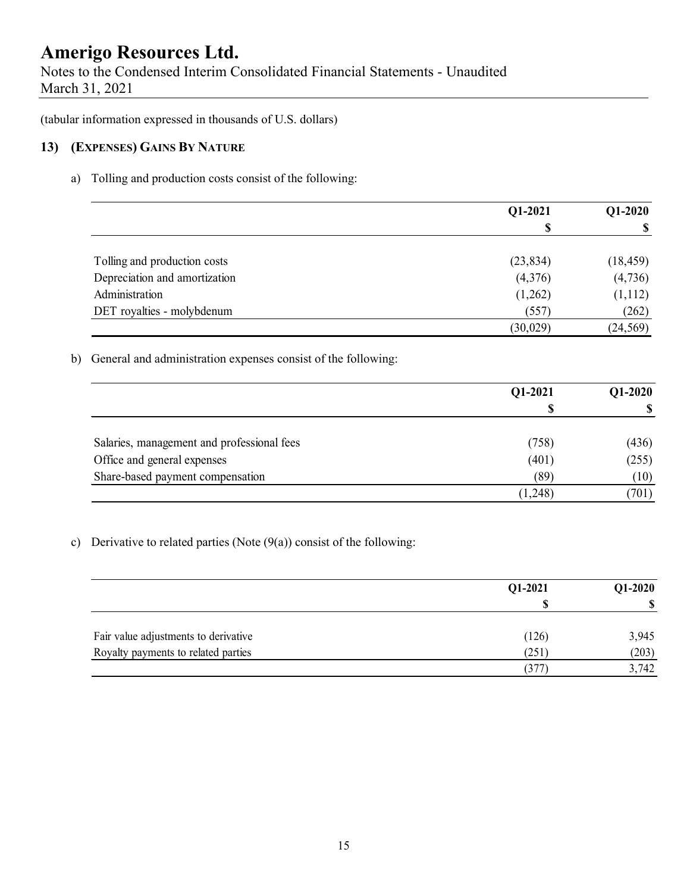# Amerigo Resources Ltd.

Notes to the Condensed Interim Consolidated Financial Statements - Unaudited
March 31, 2021

(tabular information expressed in thousands of U.S. dollars)

## 13) (EXPENSES) GAINS BY NATURE

a) Tolling and production costs consist of the following:

| | Q1-2021<br>$ | Q1-2020<br>$ |
|---|---|---|
| Tolling and production costs | (23,834) | (18,459) |
| Depreciation and amortization | (4,376) | (4,736) |
| Administration | (1,262) | (1,112) |
| DET royalties - molybdenum | (557) | (262) |
| | (30,029) | (24,569) |

b) General and administration expenses consist of the following:

| | Q1-2021<br>$ | Q1-2020<br>$ |
|---|---|---|
| Salaries, management and professional fees | (758) | (436) |
| Office and general expenses | (401) | (255) |
| Share-based payment compensation | (89) | (10) |
| | (1,248) | (701) |

c) Derivative to related parties (Note (9(a)) consist of the following:

| | Q1-2021<br>$ | Q1-2020<br>$ |
|---|---|---|
| Fair value adjustments to derivative | (126) | 3,945 |
| Royalty payments to related parties | (251) | (203) |
| | (377) | 3,742 |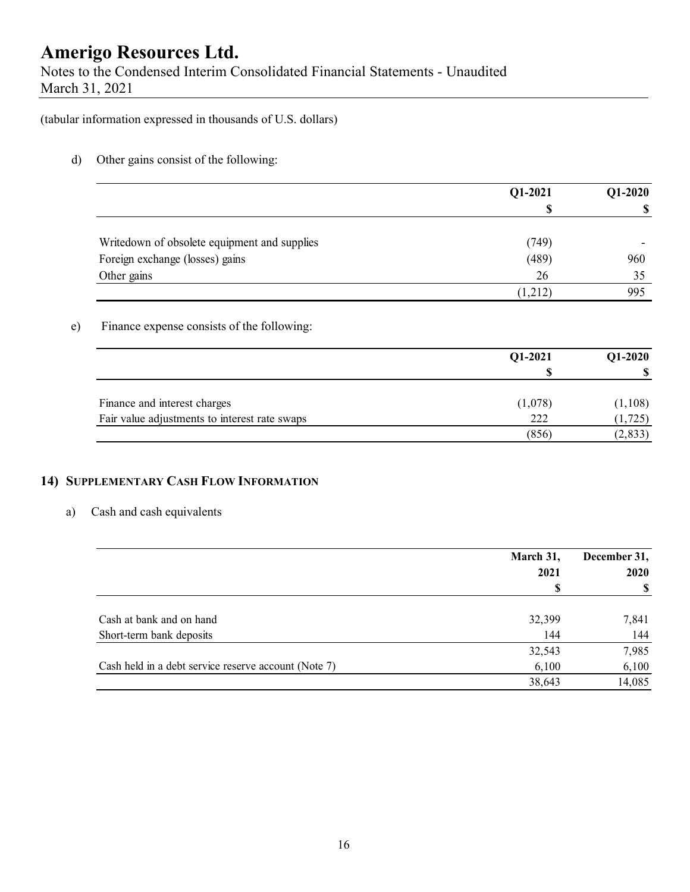(tabular information expressed in thousands of U.S. dollars)

d) Other gains consist of the following:

| | Q1-2021 | Q1-2020 |
|---|---|---|
| | $ | $ |
| Writedown of obsolete equipment and supplies | (749) | - |
| Foreign exchange (losses) gains | (489) | 960 |
| Other gains | 26 | 35 |
| | (1,212) | 995 |

e) Finance expense consists of the following:

| | Q1-2021 | Q1-2020 |
|---|---|---|
| | $ | $ |
| Finance and interest charges | (1,078) | (1,108) |
| Fair value adjustments to interest rate swaps | 222 | (1,725) |
| | (856) | (2,833) |

## 14) Supplementary Cash Flow Information

a) Cash and cash equivalents

| | March 31, 2021 | December 31, 2020 |
|---|---|---|
| | $ | $ |
| Cash at bank and on hand | 32,399 | 7,841 |
| Short-term bank deposits | 144 | 144 |
| | 32,543 | 7,985 |
| Cash held in a debt service reserve account (Note 7) | 6,100 | 6,100 |
| | 38,643 | 14,085 |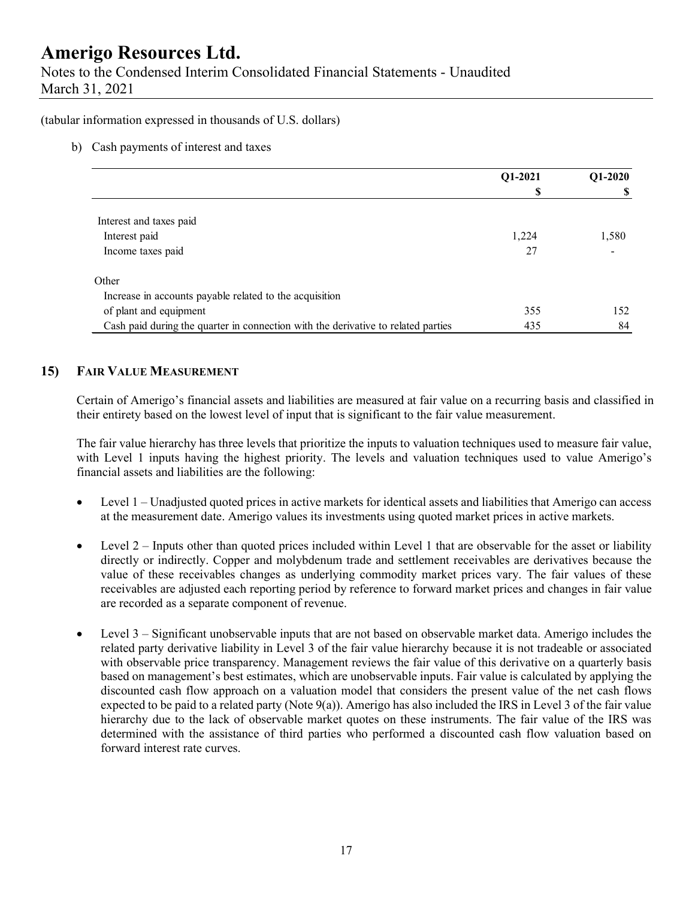(tabular information expressed in thousands of U.S. dollars)

b) Cash payments of interest and taxes

| | Q1-2021 | Q1-2020 |
|---|---|---|
| | $ | $ |
| Interest and taxes paid | | |
| Interest paid | 1,224 | 1,580 |
| Income taxes paid | 27 | - |
| Other | | |
| Increase in accounts payable related to the acquisition of plant and equipment | 355 | 152 |
| Cash paid during the quarter in connection with the derivative to related parties | 435 | 84 |

## 15) FAIR VALUE MEASUREMENT

Certain of Amerigo's financial assets and liabilities are measured at fair value on a recurring basis and classified in their entirety based on the lowest level of input that is significant to the fair value measurement.

The fair value hierarchy has three levels that prioritize the inputs to valuation techniques used to measure fair value, with Level 1 inputs having the highest priority. The levels and valuation techniques used to value Amerigo's financial assets and liabilities are the following:

- Level 1 – Unadjusted quoted prices in active markets for identical assets and liabilities that Amerigo can access at the measurement date. Amerigo values its investments using quoted market prices in active markets.

- Level 2 – Inputs other than quoted prices included within Level 1 that are observable for the asset or liability directly or indirectly. Copper and molybdenum trade and settlement receivables are derivatives because the value of these receivables changes as underlying commodity market prices vary. The fair values of these receivables are adjusted each reporting period by reference to forward market prices and changes in fair value are recorded as a separate component of revenue.

- Level 3 – Significant unobservable inputs that are not based on observable market data. Amerigo includes the related party derivative liability in Level 3 of the fair value hierarchy because it is not tradeable or associated with observable price transparency. Management reviews the fair value of this derivative on a quarterly basis based on management's best estimates, which are unobservable inputs. Fair value is calculated by applying the discounted cash flow approach on a valuation model that considers the present value of the net cash flows expected to be paid to a related party (Note 9(a)). Amerigo has also included the IRS in Level 3 of the fair value hierarchy due to the lack of observable market quotes on these instruments. The fair value of the IRS was determined with the assistance of third parties who performed a discounted cash flow valuation based on forward interest rate curves.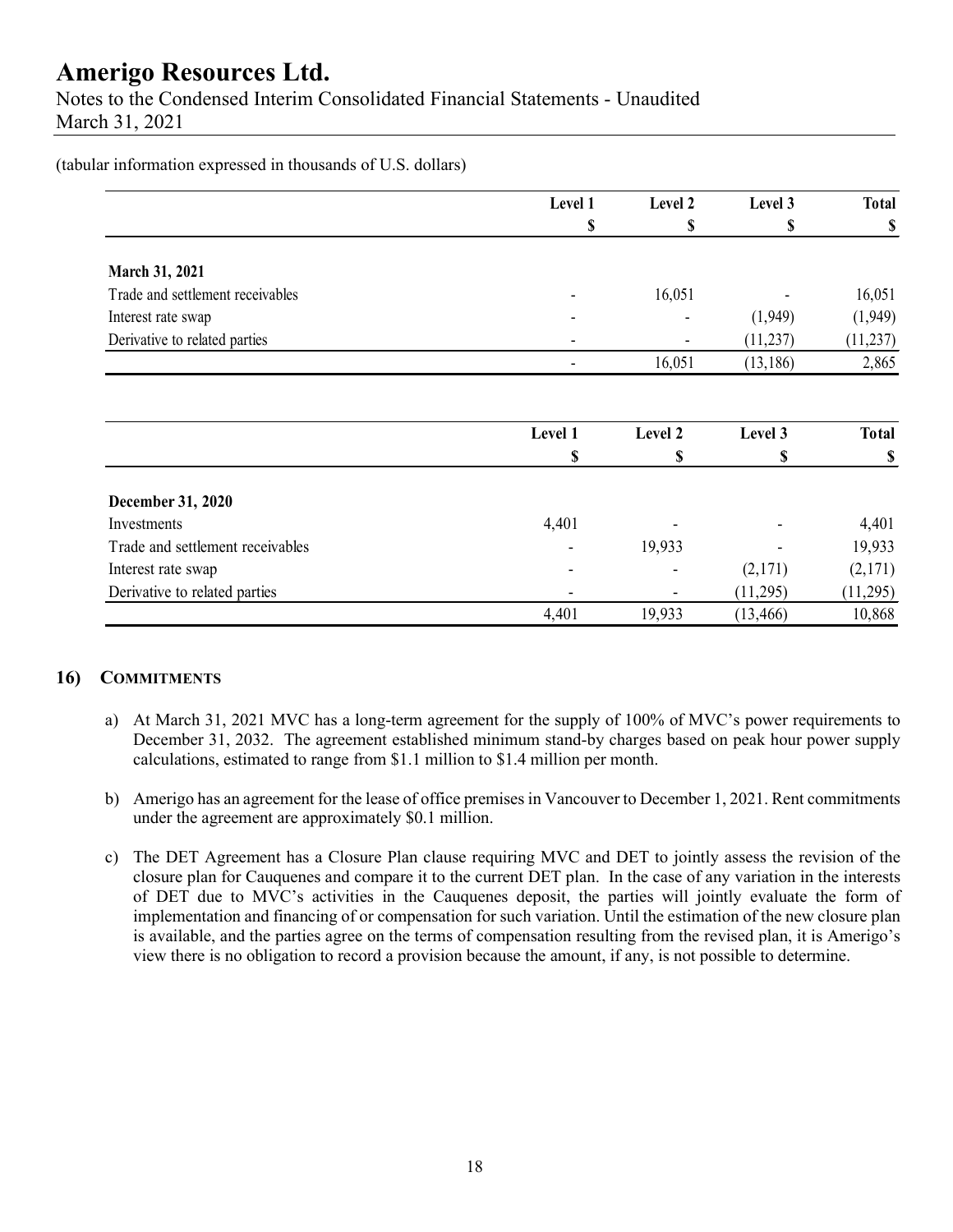(tabular information expressed in thousands of U.S. dollars)

| | Level 1 | Level 2 | Level 3 | Total |
|---|---|---|---|---|
| | $ | $ | $ | $ |
| **March 31, 2021** | | | | |
| Trade and settlement receivables | - | 16,051 | - | 16,051 |
| Interest rate swap | - | - | (1,949) | (1,949) |
| Derivative to related parties | - | - | (11,237) | (11,237) |
| | - | 16,051 | (13,186) | 2,865 |

| | Level 1 | Level 2 | Level 3 | Total |
|---|---|---|---|---|
| | $ | $ | $ | $ |
| **December 31, 2020** | | | | |
| Investments | 4,401 | - | - | 4,401 |
| Trade and settlement receivables | - | 19,933 | - | 19,933 |
| Interest rate swap | - | - | (2,171) | (2,171) |
| Derivative to related parties | - | - | (11,295) | (11,295) |
| | 4,401 | 19,933 | (13,466) | 10,868 |

## 16) COMMITMENTS

a) At March 31, 2021 MVC has a long-term agreement for the supply of 100% of MVC's power requirements to December 31, 2032. The agreement established minimum stand-by charges based on peak hour power supply calculations, estimated to range from $1.1 million to $1.4 million per month.

b) Amerigo has an agreement for the lease of office premises in Vancouver to December 1, 2021. Rent commitments under the agreement are approximately $0.1 million.

c) The DET Agreement has a Closure Plan clause requiring MVC and DET to jointly assess the revision of the closure plan for Cauquenes and compare it to the current DET plan. In the case of any variation in the interests of DET due to MVC's activities in the Cauquenes deposit, the parties will jointly evaluate the form of implementation and financing of or compensation for such variation. Until the estimation of the new closure plan is available, and the parties agree on the terms of compensation resulting from the revised plan, it is Amerigo's view there is no obligation to record a provision because the amount, if any, is not possible to determine.